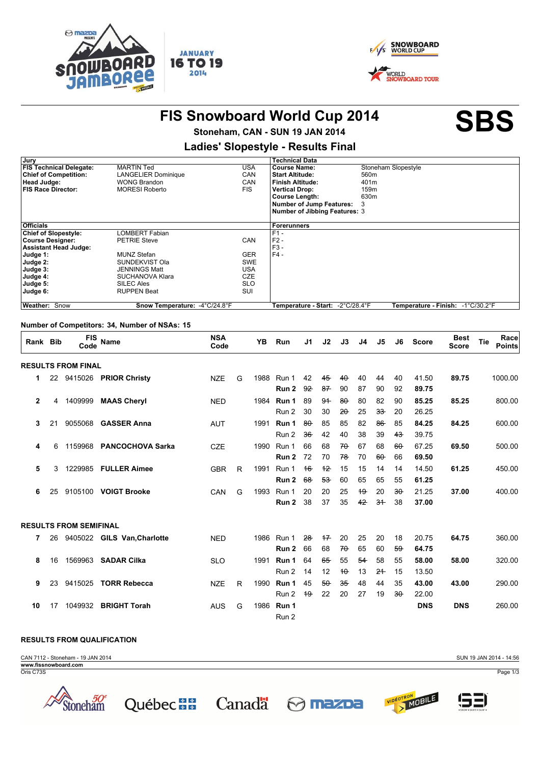# FIS Snowboard World Cup 2014

**SBS**

## Stoneham, CAN - SUN 19 JAN 2014

## Ladies' Slopestyle - Results Final

| Jury | | | Technical Data | |
|---|---|---|---|---|
| **FIS Technical Delegate:** | MARTIN Ted | USA | **Course Name:** | Stoneham Slopestyle |
| **Chief of Competition:** | LANGELIER Dominique | CAN | **Start Altitude:** | 560m |
| **Head Judge:** | WONG Brandon | CAN | **Finish Altitude:** | 401m |
| **FIS Race Director:** | MORESI Roberto | FIS | **Vertical Drop:** | 159m |
| | | | **Course Length:** | 630m |
| | | | **Number of Jump Features:** | 3 |
| | | | **Number of Jibbing Features:** | 3 |

| Officials | | | Forerunners |
|---|---|---|---|
| **Chief of Slopestyle:** | LOMBERT Fabian | | F1 - |
| **Course Designer:** | PETRIE Steve | CAN | F2 - |
| **Assistant Head Judge:** | | | F3 - |
| **Judge 1:** | MUNZ Stefan | GER | F4 - |
| **Judge 2:** | SUNDEKVIST Ola | SWE | |
| **Judge 3:** | JENNINGS Matt | USA | |
| **Judge 4:** | SUCHANOVA Klara | CZE | |
| **Judge 5:** | SILEC Ales | SLO | |
| **Judge 6:** | RUPPEN Beat | SUI | |

**Weather:** Snow | **Snow Temperature:** -4°C/24.8°F | **Temperature - Start:** -2°C/28.4°F | **Temperature - Finish:** -1°C/30.2°F

**Number of Competitors: 34, Number of NSAs: 15**

| Rank | Bib | FIS Code | Name | NSA Code | | YB | Run | J1 | J2 | J3 | J4 | J5 | J6 | Score | Best Score | Tie | Race Points |
|---|---|---|---|---|---|---|---|---|---|---|---|---|---|---|---|---|---|
| **RESULTS FROM FINAL** | | | | | | | | | | | | | | | | | |
| 1 | 22 | 9415026 | **PRIOR Christy** | NZE | G | 1988 | Run 1 | 42 | ~~45~~ | ~~40~~ | 40 | 44 | 40 | 41.50 | **89.75** | | 1000.00 |
| | | | | | | | **Run 2** | ~~92~~ | ~~87~~ | 90 | 87 | 90 | 92 | 89.75 | | | |
| 2 | 4 | 1409999 | **MAAS Cheryl** | NED | | 1984 | **Run 1** | 89 | ~~91~~ | ~~80~~ | 80 | 82 | 90 | 85.25 | **85.25** | | 800.00 |
| | | | | | | | Run 2 | 30 | 30 | ~~20~~ | 25 | ~~33~~ | 20 | 26.25 | | | |
| 3 | 21 | 9055068 | **GASSER Anna** | AUT | | 1991 | **Run 1** | ~~80~~ | 85 | 85 | 82 | ~~86~~ | 85 | 84.25 | **84.25** | | 600.00 |
| | | | | | | | Run 2 | ~~36~~ | 42 | 40 | 38 | 39 | ~~43~~ | 39.75 | | | |
| 4 | 6 | 1159968 | **PANCOCHOVA Sarka** | CZE | | 1990 | Run 1 | 66 | 68 | ~~70~~ | 67 | 68 | ~~60~~ | 67.25 | **69.50** | | 500.00 |
| | | | | | | | **Run 2** | 72 | 70 | ~~78~~ | 70 | ~~60~~ | 66 | 69.50 | | | |
| 5 | 3 | 1229985 | **FULLER Aimee** | GBR | R | 1991 | Run 1 | ~~16~~ | ~~12~~ | 15 | 15 | 14 | 14 | 14.50 | **61.25** | | 450.00 |
| | | | | | | | **Run 2** | ~~68~~ | ~~53~~ | 60 | 65 | 65 | 55 | 61.25 | | | |
| 6 | 25 | 9105100 | **VOIGT Brooke** | CAN | G | 1993 | Run 1 | 20 | 20 | 25 | ~~19~~ | 20 | ~~30~~ | 21.25 | **37.00** | | 400.00 |
| | | | | | | | **Run 2** | 38 | 37 | 35 | ~~42~~ | ~~31~~ | 38 | 37.00 | | | |
| **RESULTS FROM SEMIFINAL** | | | | | | | | | | | | | | | | | |
| 7 | 26 | 9405022 | **GILS Van,Charlotte** | NED | | 1986 | Run 1 | ~~28~~ | ~~17~~ | 20 | 25 | 20 | 18 | 20.75 | **64.75** | | 360.00 |
| | | | | | | | **Run 2** | 66 | 68 | ~~70~~ | 65 | 60 | ~~59~~ | 64.75 | | | |
| 8 | 16 | 1569963 | **SADAR Cilka** | SLO | | 1991 | **Run 1** | 64 | ~~65~~ | 55 | ~~54~~ | 58 | 55 | 58.00 | **58.00** | | 320.00 |
| | | | | | | | Run 2 | 14 | 12 | ~~10~~ | 13 | ~~21~~ | 15 | 13.50 | | | |
| 9 | 23 | 9415025 | **TORR Rebecca** | NZE | R | 1990 | **Run 1** | 45 | ~~50~~ | ~~35~~ | 48 | 44 | 35 | 43.00 | **43.00** | | 290.00 |
| | | | | | | | Run 2 | ~~19~~ | 22 | 20 | 27 | 19 | ~~30~~ | 22.00 | | | |
| 10 | 17 | 1049932 | **BRIGHT Torah** | AUS | G | 1986 | **Run 1** | | | | | | | **DNS** | **DNS** | | 260.00 |
| | | | | | | | Run 2 | | | | | | | | | | |

**RESULTS FROM QUALIFICATION**

CAN 7112 - Stoneham - 19 JAN 2014 | SUN 19 JAN 2014 - 14:56

www.fissnowboard.com

Oris C73S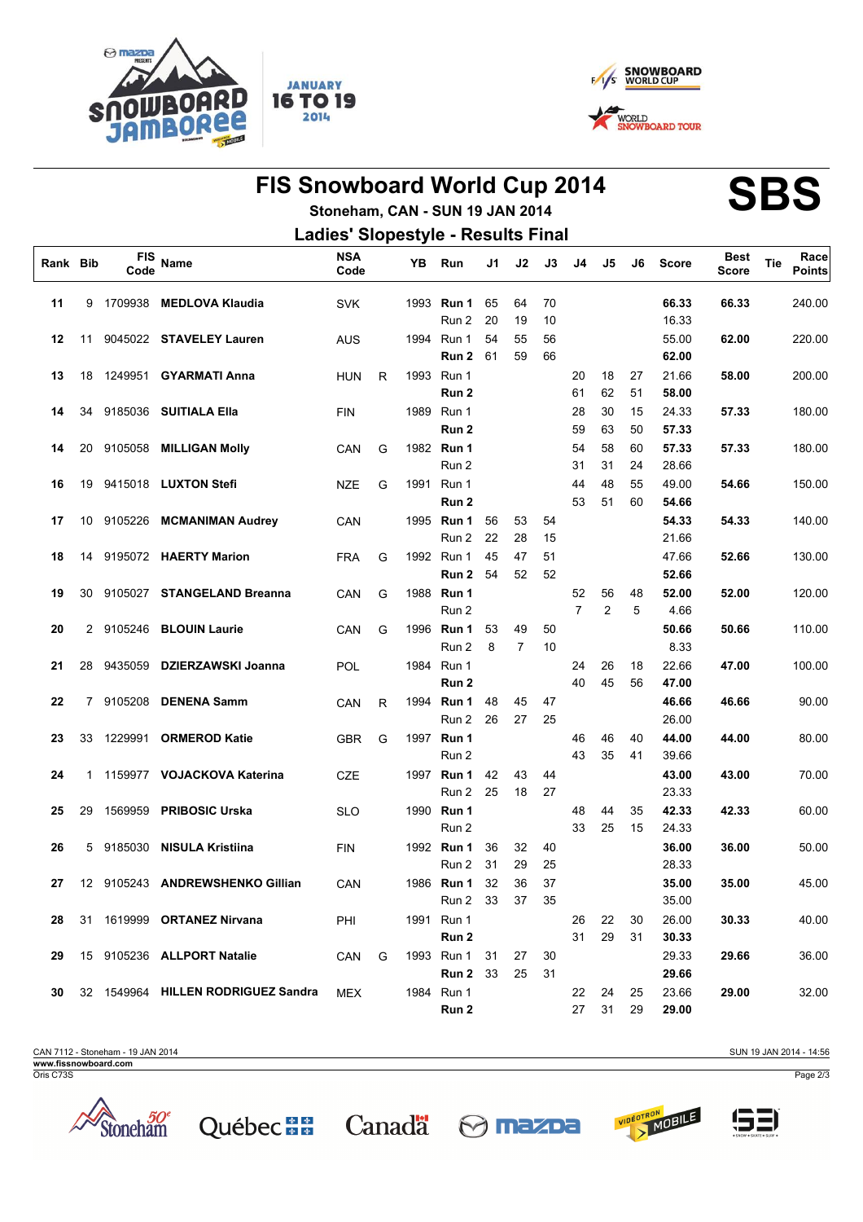# FIS Snowboard World Cup 2014

**SBS**

### Stoneham, CAN - SUN 19 JAN 2014

## Ladies' Slopestyle - Results Final

| Rank | Bib | FIS Code | Name | NSA Code | | YB | Run | J1 | J2 | J3 | J4 | J5 | J6 | Score | Best Score | Tie | Race Points |
|---|---|---|---|---|---|---|---|---|---|---|---|---|---|---|---|---|---|
| **11** | 9 | 1709938 | **MEDLOVA Klaudia** | SVK | | 1993 | **Run 1** | 65 | 64 | 70 | | | | **66.33** | **66.33** | | 240.00 |
| | | | | | | | Run 2 | 20 | 19 | 10 | | | | 16.33 | | | |
| **12** | 11 | 9045022 | **STAVELEY Lauren** | AUS | | 1994 | Run 1 | 54 | 55 | 56 | | | | 55.00 | **62.00** | | 220.00 |
| | | | | | | | **Run 2** | 61 | 59 | 66 | | | | **62.00** | | | |
| **13** | 18 | 1249951 | **GYARMATI Anna** | HUN | R | 1993 | Run 1 | | | | 20 | 18 | 27 | 21.66 | **58.00** | | 200.00 |
| | | | | | | | **Run 2** | | | | 61 | 62 | 51 | **58.00** | | | |
| **14** | 34 | 9185036 | **SUITIALA Ella** | FIN | | 1989 | Run 1 | | | | 28 | 30 | 15 | 24.33 | **57.33** | | 180.00 |
| | | | | | | | **Run 2** | | | | 59 | 63 | 50 | **57.33** | | | |
| **14** | 20 | 9105058 | **MILLIGAN Molly** | CAN | G | 1982 | **Run 1** | | | | 54 | 58 | 60 | **57.33** | **57.33** | | 180.00 |
| | | | | | | | Run 2 | | | | 31 | 31 | 24 | 28.66 | | | |
| **16** | 19 | 9415018 | **LUXTON Stefi** | NZE | G | 1991 | Run 1 | | | | 44 | 48 | 55 | 49.00 | **54.66** | | 150.00 |
| | | | | | | | **Run 2** | | | | 53 | 51 | 60 | **54.66** | | | |
| **17** | 10 | 9105226 | **MCMANIMAN Audrey** | CAN | | 1995 | **Run 1** | 56 | 53 | 54 | | | | **54.33** | **54.33** | | 140.00 |
| | | | | | | | Run 2 | 22 | 28 | 15 | | | | 21.66 | | | |
| **18** | 14 | 9195072 | **HAERTY Marion** | FRA | G | 1992 | Run 1 | 45 | 47 | 51 | | | | 47.66 | **52.66** | | 130.00 |
| | | | | | | | **Run 2** | 54 | 52 | 52 | | | | **52.66** | | | |
| **19** | 30 | 9105027 | **STANGELAND Breanna** | CAN | G | 1988 | **Run 1** | | | | 52 | 56 | 48 | **52.00** | **52.00** | | 120.00 |
| | | | | | | | Run 2 | | | | 7 | 2 | 5 | 4.66 | | | |
| **20** | 2 | 9105246 | **BLOUIN Laurie** | CAN | G | 1996 | **Run 1** | 53 | 49 | 50 | | | | **50.66** | **50.66** | | 110.00 |
| | | | | | | | Run 2 | 8 | 7 | 10 | | | | 8.33 | | | |
| **21** | 28 | 9435059 | **DZIERZAWSKI Joanna** | POL | | 1984 | Run 1 | | | | 24 | 26 | 18 | 22.66 | **47.00** | | 100.00 |
| | | | | | | | **Run 2** | | | | 40 | 45 | 56 | **47.00** | | | |
| **22** | 7 | 9105208 | **DENENA Samm** | CAN | R | 1994 | **Run 1** | 48 | 45 | 47 | | | | **46.66** | **46.66** | | 90.00 |
| | | | | | | | Run 2 | 26 | 27 | 25 | | | | 26.00 | | | |
| **23** | 33 | 1229991 | **ORMEROD Katie** | GBR | G | 1997 | **Run 1** | | | | 46 | 46 | 40 | **44.00** | **44.00** | | 80.00 |
| | | | | | | | Run 2 | | | | 43 | 35 | 41 | 39.66 | | | |
| **24** | 1 | 1159977 | **VOJACKOVA Katerina** | CZE | | 1997 | **Run 1** | 42 | 43 | 44 | | | | **43.00** | **43.00** | | 70.00 |
| | | | | | | | Run 2 | 25 | 18 | 27 | | | | 23.33 | | | |
| **25** | 29 | 1569959 | **PRIBOSIC Urska** | SLO | | 1990 | **Run 1** | | | | 48 | 44 | 35 | **42.33** | **42.33** | | 60.00 |
| | | | | | | | Run 2 | | | | 33 | 25 | 15 | 24.33 | | | |
| **26** | 5 | 9185030 | **NISULA Kristiina** | FIN | | 1992 | **Run 1** | 36 | 32 | 40 | | | | **36.00** | **36.00** | | 50.00 |
| | | | | | | | Run 2 | 31 | 29 | 25 | | | | 28.33 | | | |
| **27** | 12 | 9105243 | **ANDREWSHENKO Gillian** | CAN | | 1986 | **Run 1** | 32 | 36 | 37 | | | | **35.00** | **35.00** | | 45.00 |
| | | | | | | | Run 2 | 33 | 37 | 35 | | | | 35.00 | | | |
| **28** | 31 | 1619999 | **ORTANEZ Nirvana** | PHI | | 1991 | Run 1 | | | | 26 | 22 | 30 | 26.00 | **30.33** | | 40.00 |
| | | | | | | | **Run 2** | | | | 31 | 29 | 31 | **30.33** | | | |
| **29** | 15 | 9105236 | **ALLPORT Natalie** | CAN | G | 1993 | Run 1 | 31 | 27 | 30 | | | | 29.33 | **29.66** | | 36.00 |
| | | | | | | | **Run 2** | 33 | 25 | 31 | | | | **29.66** | | | |
| **30** | 32 | 1549964 | **HILLEN RODRIGUEZ Sandra** | MEX | | 1984 | Run 1 | | | | 22 | 24 | 25 | 23.66 | **29.00** | | 32.00 |
| | | | | | | | **Run 2** | | | | 27 | 31 | 29 | **29.00** | | | |

CAN 7112 - Stoneham - 19 JAN 2014
SUN 19 JAN 2014 - 14:56
**www.fissnowboard.com**
Oris C73S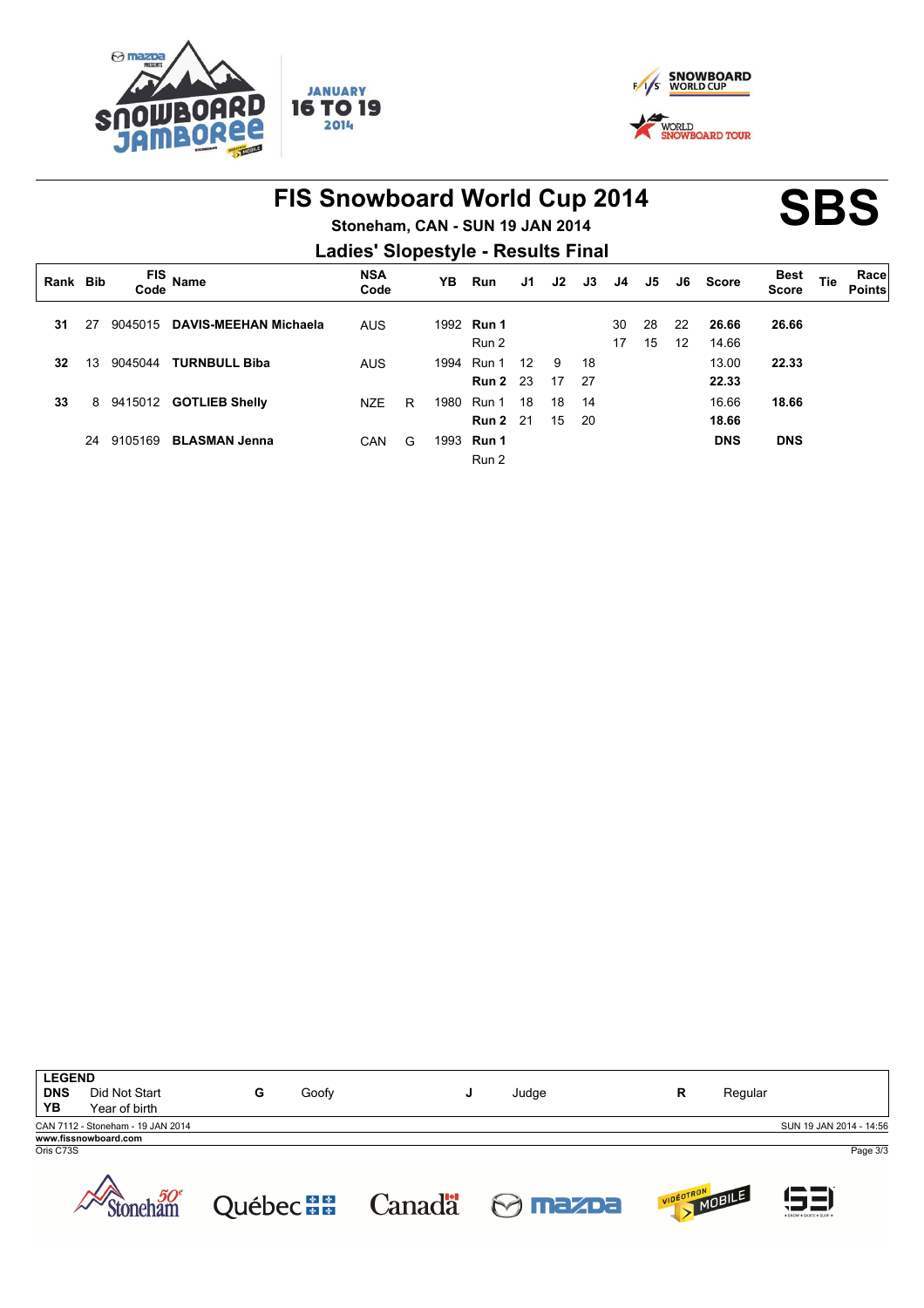# FIS Snowboard World Cup 2014

**SBS**

**Stoneham, CAN - SUN 19 JAN 2014**

## Ladies' Slopestyle - Results Final

| Rank | Bib | FIS Code | Name | NSA Code | | YB | Run | J1 | J2 | J3 | J4 | J5 | J6 | Score | Best Score | Tie | Race Points |
|---|---|---|---|---|---|---|---|---|---|---|---|---|---|---|---|---|---|
| **31** | 27 | 9045015 | **DAVIS-MEEHAN Michaela** | AUS | | 1992 | **Run 1** | | | | 30 | 28 | 22 | **26.66** | **26.66** | | |
| | | | | | | | Run 2 | | | | 17 | 15 | 12 | 14.66 | | | |
| **32** | 13 | 9045044 | **TURNBULL Biba** | AUS | | 1994 | Run 1 | 12 | 9 | 18 | | | | 13.00 | **22.33** | | |
| | | | | | | | **Run 2** | 23 | 17 | 27 | | | | **22.33** | | | |
| **33** | 8 | 9415012 | **GOTLIEB Shelly** | NZE | R | 1980 | Run 1 | 18 | 18 | 14 | | | | 16.66 | **18.66** | | |
| | | | | | | | **Run 2** | 21 | 15 | 20 | | | | **18.66** | | | |
| | 24 | 9105169 | **BLASMAN Jenna** | CAN | G | 1993 | **Run 1** | | | | | | | **DNS** | **DNS** | | |
| | | | | | | | Run 2 | | | | | | | | | | |

**LEGEND**

| | | | | | | | |
|---|---|---|---|---|---|---|---|
| **DNS** | Did Not Start | **G** | Goofy | **J** | Judge | **R** | Regular |
| **YB** | Year of birth | | | | | | |

CAN 7112 - Stoneham - 19 JAN 2014 — SUN 19 JAN 2014 - 14:56

**www.fissnowboard.com**

Oris C73S